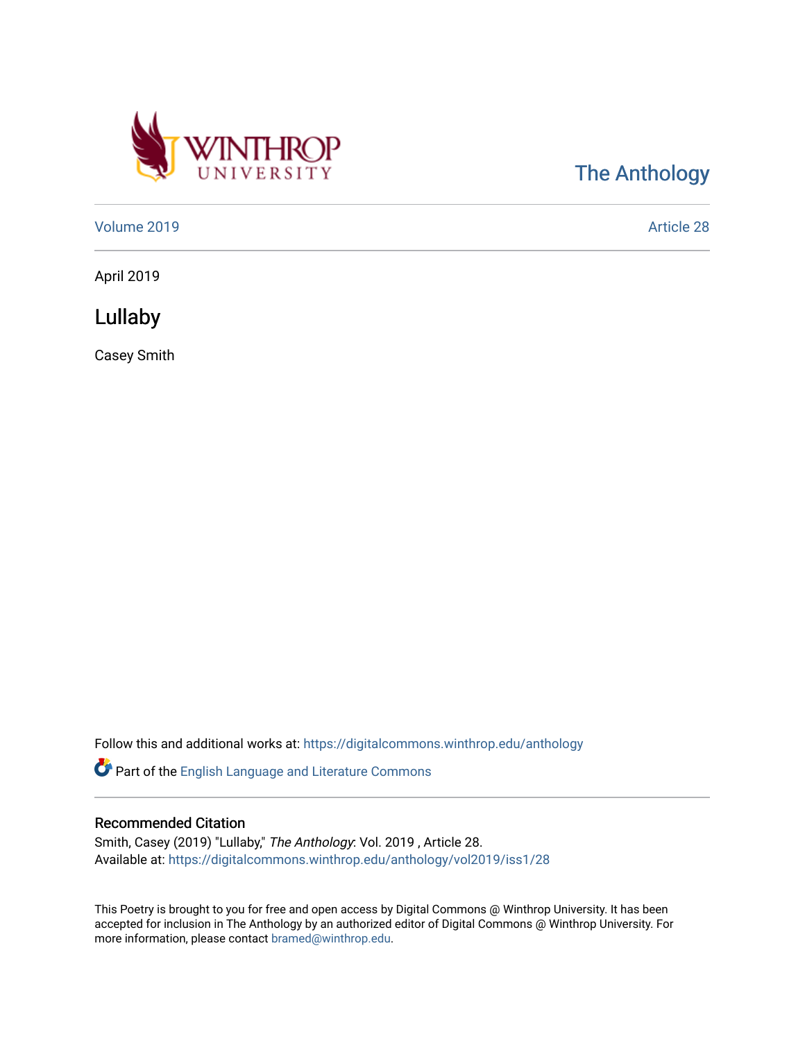WINTHROP UNIVERSITY

The Anthology

Volume 2019 | Article 28

April 2019

# Lullaby

Casey Smith

Follow this and additional works at: https://digitalcommons.winthrop.edu/anthology

Part of the English Language and Literature Commons

## Recommended Citation

Smith, Casey (2019) "Lullaby," *The Anthology*: Vol. 2019 , Article 28.
Available at: https://digitalcommons.winthrop.edu/anthology/vol2019/iss1/28

This Poetry is brought to you for free and open access by Digital Commons @ Winthrop University. It has been accepted for inclusion in The Anthology by an authorized editor of Digital Commons @ Winthrop University. For more information, please contact bramed@winthrop.edu.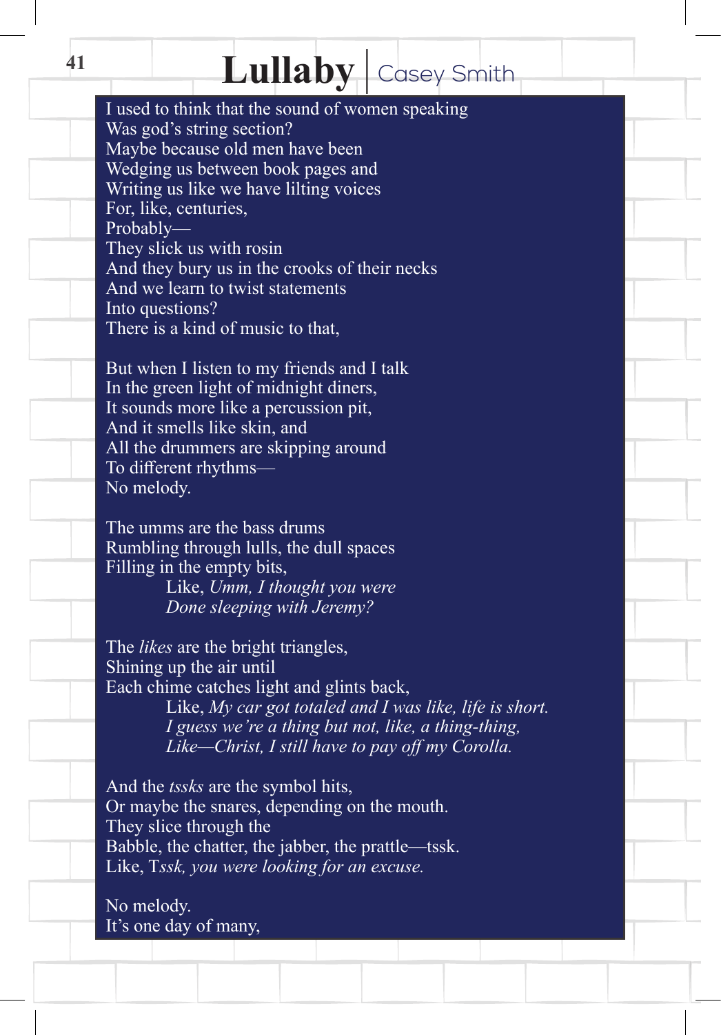# Lullaby | Casey Smith

I used to think that the sound of women speaking
Was god's string section?
Maybe because old men have been
Wedging us between book pages and
Writing us like we have lilting voices
For, like, centuries,
Probably—
They slick us with rosin
And they bury us in the crooks of their necks
And we learn to twist statements
Into questions?
There is a kind of music to that,

But when I listen to my friends and I talk
In the green light of midnight diners,
It sounds more like a percussion pit,
And it smells like skin, and
All the drummers are skipping around
To different rhythms—
No melody.

The umms are the bass drums
Rumbling through lulls, the dull spaces
Filling in the empty bits,
    Like, *Umm, I thought you were*
    *Done sleeping with Jeremy?*

The *likes* are the bright triangles,
Shining up the air until
Each chime catches light and glints back,
    Like, *My car got totaled and I was like, life is short.*
    *I guess we're a thing but not, like, a thing-thing,*
    *Like—Christ, I still have to pay off my Corolla.*

And the *tssks* are the symbol hits,
Or maybe the snares, depending on the mouth.
They slice through the
Babble, the chatter, the jabber, the prattle—tssk.
Like, T*ssk, you were looking for an excuse.*

No melody.
It's one day of many,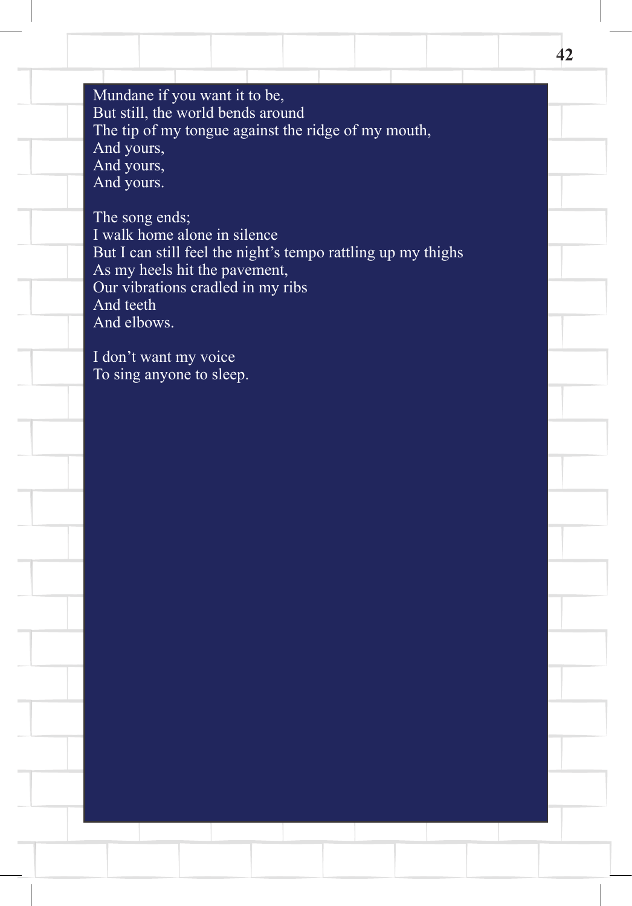Mundane if you want it to be,
But still, the world bends around
The tip of my tongue against the ridge of my mouth,
And yours,
And yours,
And yours.

The song ends;
I walk home alone in silence
But I can still feel the night's tempo rattling up my thighs
As my heels hit the pavement,
Our vibrations cradled in my ribs
And teeth
And elbows.

I don't want my voice
To sing anyone to sleep.